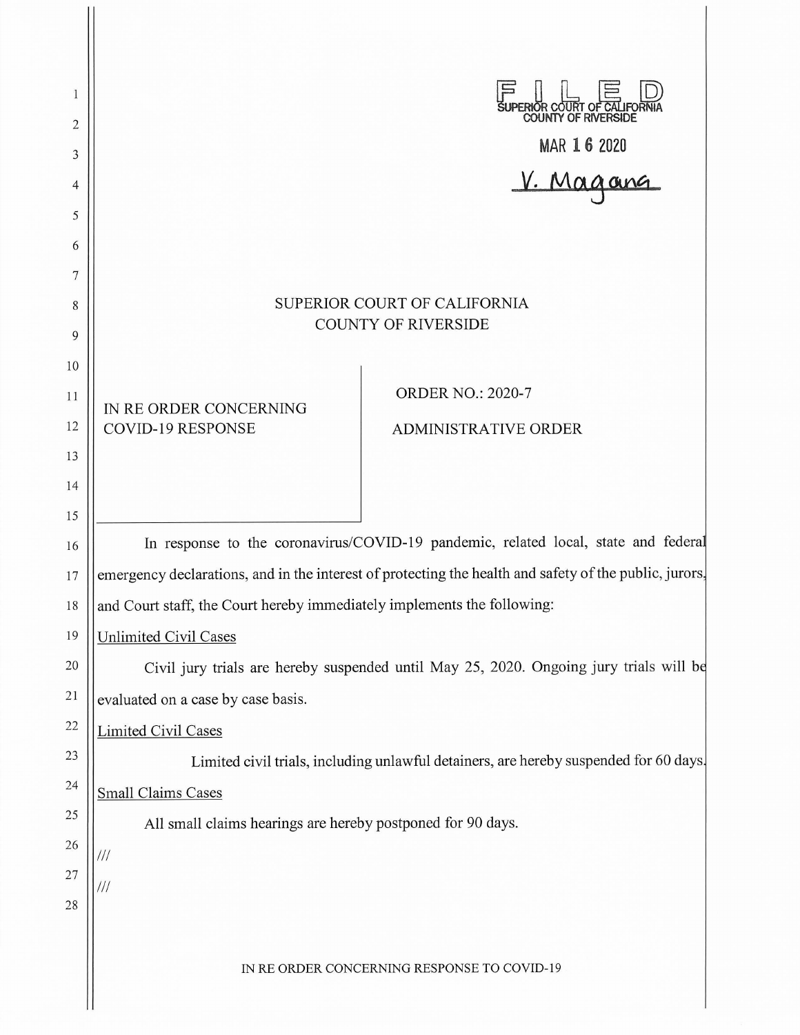FILED
SUPERIOR COURT OF CALIFORNIA
COUNTY OF RIVERSIDE

MAR 16 2020

V. Magana

SUPERIOR COURT OF CALIFORNIA
COUNTY OF RIVERSIDE

IN RE ORDER CONCERNING COVID-19 RESPONSE

ORDER NO.: 2020-7

ADMINISTRATIVE ORDER

In response to the coronavirus/COVID-19 pandemic, related local, state and federal emergency declarations, and in the interest of protecting the health and safety of the public, jurors, and Court staff, the Court hereby immediately implements the following:

Unlimited Civil Cases

Civil jury trials are hereby suspended until May 25, 2020. Ongoing jury trials will be evaluated on a case by case basis.

Limited Civil Cases

Limited civil trials, including unlawful detainers, are hereby suspended for 60 days.

Small Claims Cases

All small claims hearings are hereby postponed for 90 days.

///

///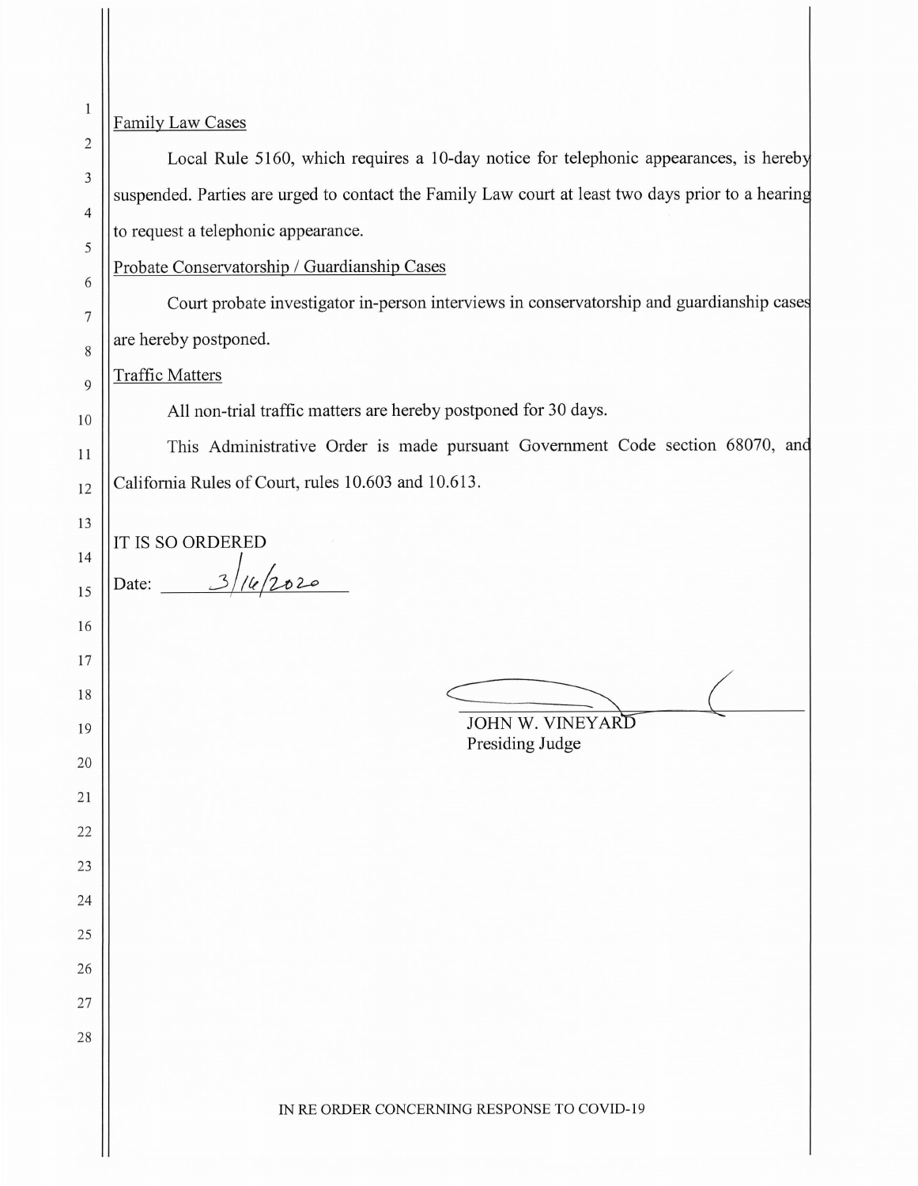Family Law Cases

Local Rule 5160, which requires a 10-day notice for telephonic appearances, is hereby suspended. Parties are urged to contact the Family Law court at least two days prior to a hearing to request a telephonic appearance.

Probate Conservatorship / Guardianship Cases

Court probate investigator in-person interviews in conservatorship and guardianship cases are hereby postponed.

Traffic Matters

All non-trial traffic matters are hereby postponed for 30 days.

This Administrative Order is made pursuant Government Code section 68070, and California Rules of Court, rules 10.603 and 10.613.

IT IS SO ORDERED

Date: 3/16/2020

JOHN W. VINEYARD
Presiding Judge

IN RE ORDER CONCERNING RESPONSE TO COVID-19